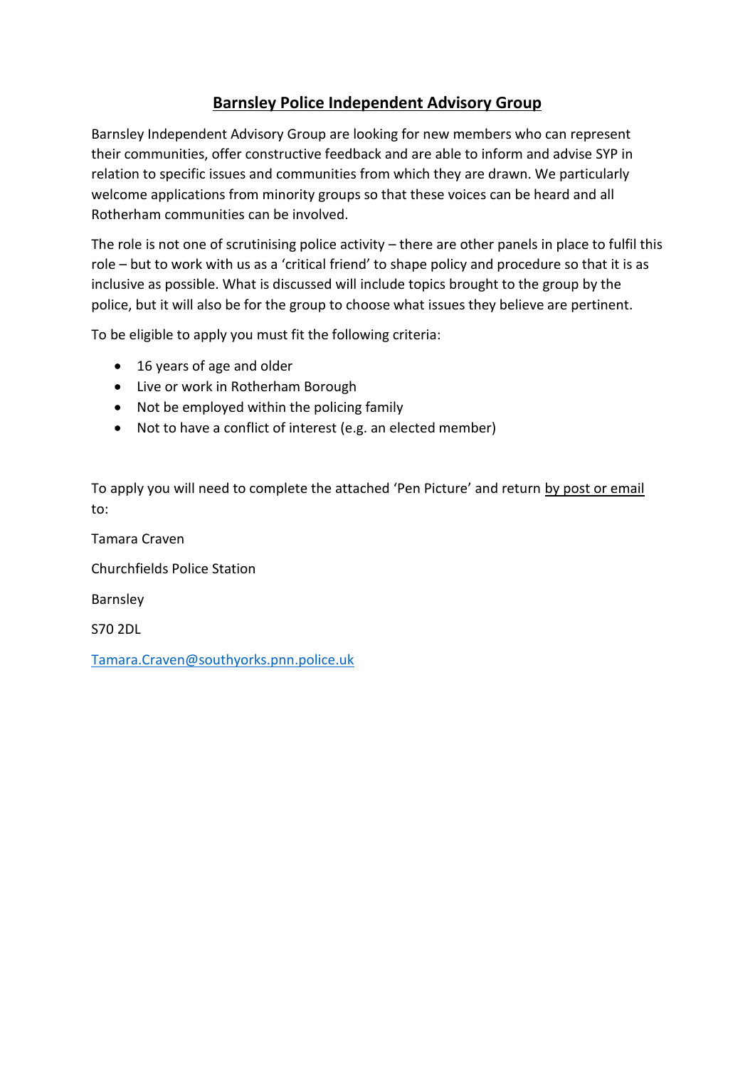# Barnsley Police Independent Advisory Group

Barnsley Independent Advisory Group are looking for new members who can represent their communities, offer constructive feedback and are able to inform and advise SYP in relation to specific issues and communities from which they are drawn. We particularly welcome applications from minority groups so that these voices can be heard and all Rotherham communities can be involved.

The role is not one of scrutinising police activity – there are other panels in place to fulfil this role – but to work with us as a 'critical friend' to shape policy and procedure so that it is as inclusive as possible. What is discussed will include topics brought to the group by the police, but it will also be for the group to choose what issues they believe are pertinent.

To be eligible to apply you must fit the following criteria:

- 16 years of age and older
- Live or work in Rotherham Borough
- Not be employed within the policing family
- Not to have a conflict of interest (e.g. an elected member)

To apply you will need to complete the attached 'Pen Picture' and return by post or email to:

Tamara Craven

Churchfields Police Station

Barnsley

S70 2DL

Tamara.Craven@southyorks.pnn.police.uk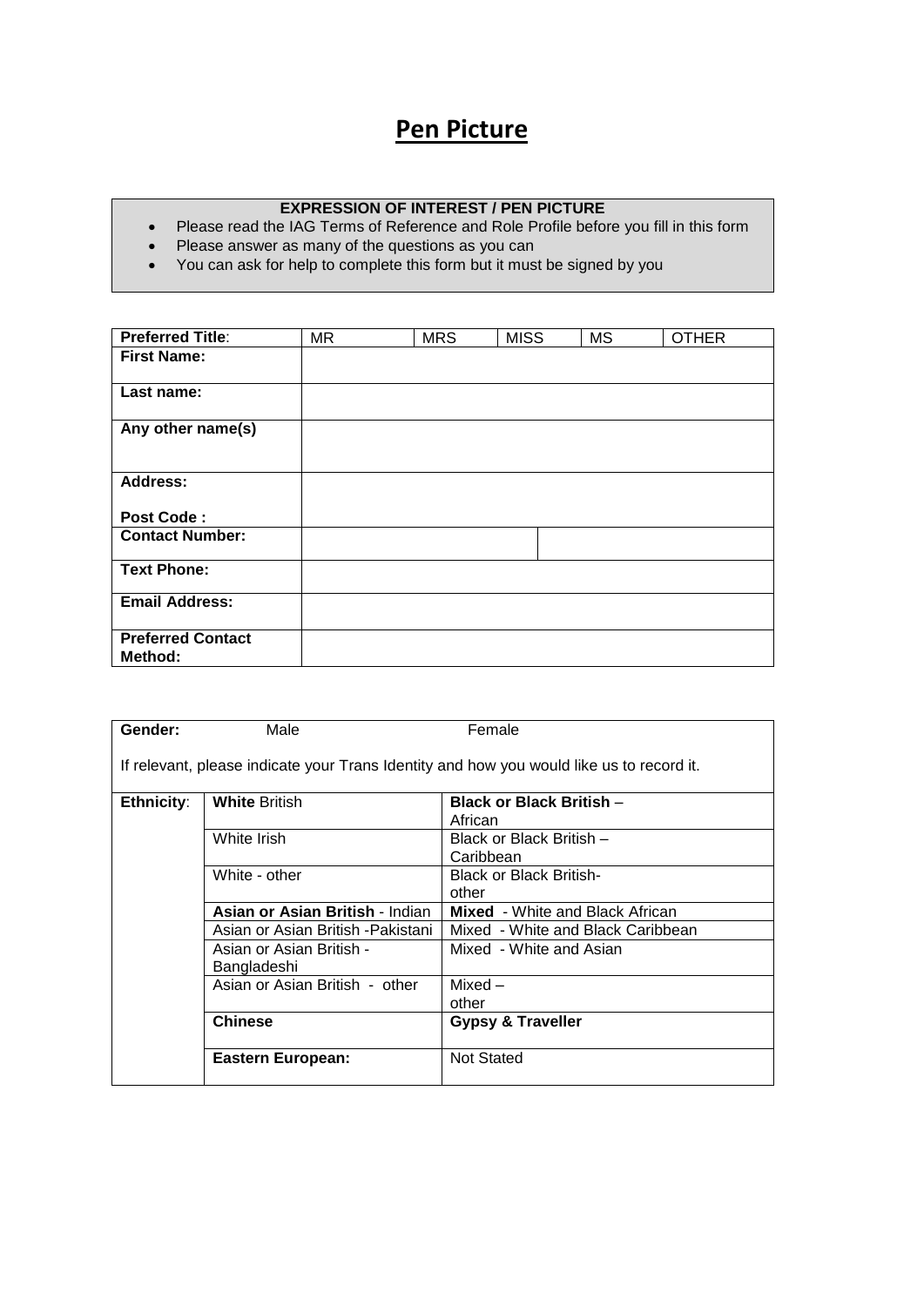# Pen Picture

**EXPRESSION OF INTEREST / PEN PICTURE**

- Please read the IAG Terms of Reference and Role Profile before you fill in this form
- Please answer as many of the questions as you can
- You can ask for help to complete this form but it must be signed by you

| **Preferred Title**: | MR | MRS | MISS | MS | OTHER |
|---|---|---|---|---|---|
| **First Name:** | | | | | |
| **Last name:** | | | | | |
| **Any other name(s)** | | | | | |
| **Address:**<br><br>**Post Code :** | | | | | |
| **Contact Number:** | | | | | |
| **Text Phone:** | | | | | |
| **Email Address:** | | | | | |
| **Preferred Contact Method:** | | | | | |

**Gender:** Male Female

If relevant, please indicate your Trans Identity and how you would like us to record it.

| **Ethnicity**: | | |
|---|---|---|
| | **White** British | **Black or Black British** – African |
| | White Irish | Black or Black British – Caribbean |
| | White - other | Black or Black British- other |
| | **Asian or Asian British** - Indian | **Mixed** - White and Black African |
| | Asian or Asian British -Pakistani | Mixed - White and Black Caribbean |
| | Asian or Asian British - Bangladeshi | Mixed - White and Asian |
| | Asian or Asian British - other | Mixed – other |
| | **Chinese** | **Gypsy & Traveller** |
| | **Eastern European:** | Not Stated |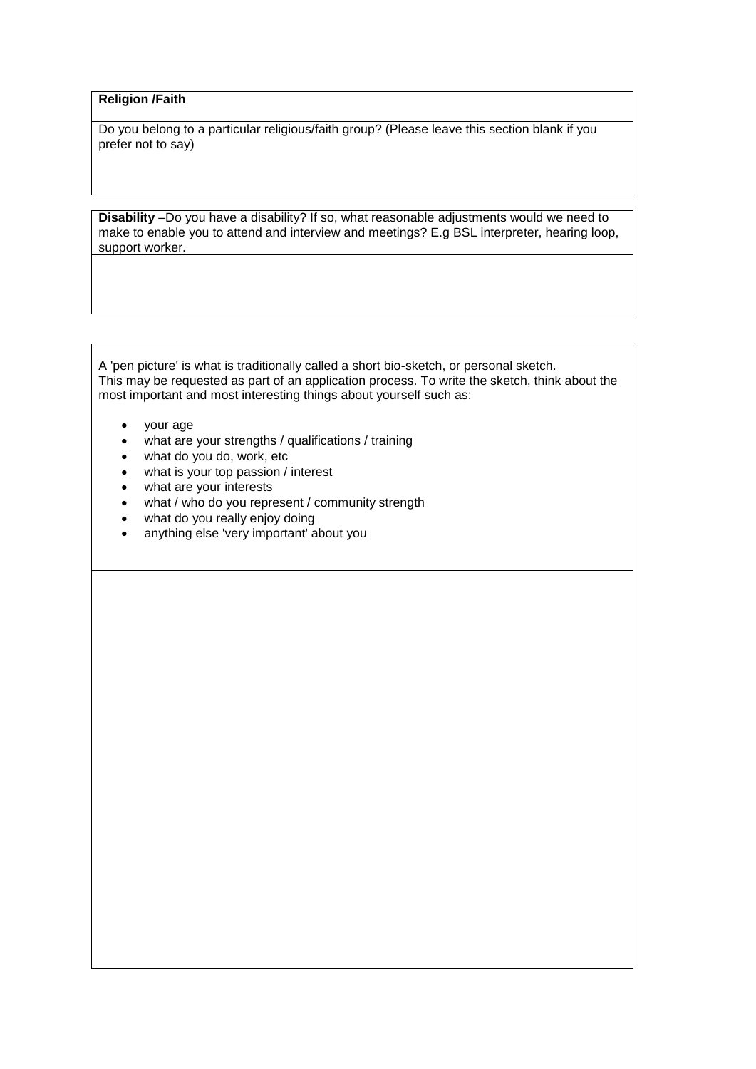**Religion /Faith**

Do you belong to a particular religious/faith group? (Please leave this section blank if you prefer not to say)

**Disability** –Do you have a disability? If so, what reasonable adjustments would we need to make to enable you to attend and interview and meetings? E.g BSL interpreter, hearing loop, support worker.

A 'pen picture' is what is traditionally called a short bio-sketch, or personal sketch. This may be requested as part of an application process. To write the sketch, think about the most important and most interesting things about yourself such as:

- your age
- what are your strengths / qualifications / training
- what do you do, work, etc
- what is your top passion / interest
- what are your interests
- what / who do you represent / community strength
- what do you really enjoy doing
- anything else 'very important' about you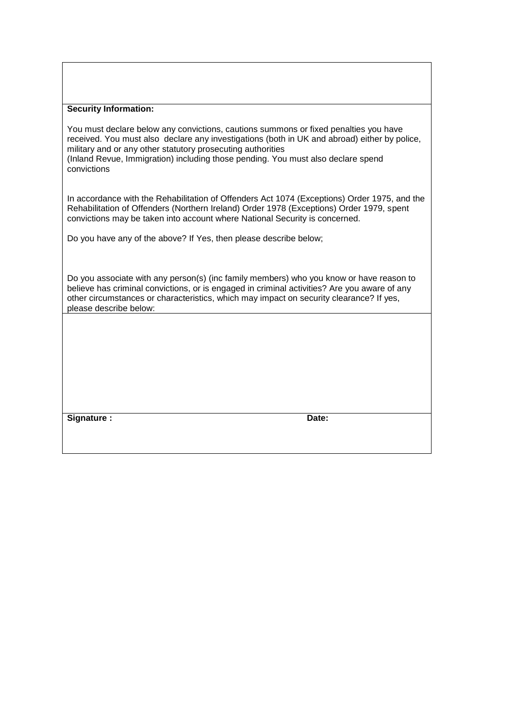**Security Information:**

You must declare below any convictions, cautions summons or fixed penalties you have received. You must also declare any investigations (both in UK and abroad) either by police, military and or any other statutory prosecuting authorities
(Inland Revue, Immigration) including those pending. You must also declare spend convictions

In accordance with the Rehabilitation of Offenders Act 1074 (Exceptions) Order 1975, and the Rehabilitation of Offenders (Northern Ireland) Order 1978 (Exceptions) Order 1979, spent convictions may be taken into account where National Security is concerned.

Do you have any of the above? If Yes, then please describe below;

Do you associate with any person(s) (inc family members) who you know or have reason to believe has criminal convictions, or is engaged in criminal activities? Are you aware of any other circumstances or characteristics, which may impact on security clearance? If yes, please describe below:

**Signature :** **Date:**